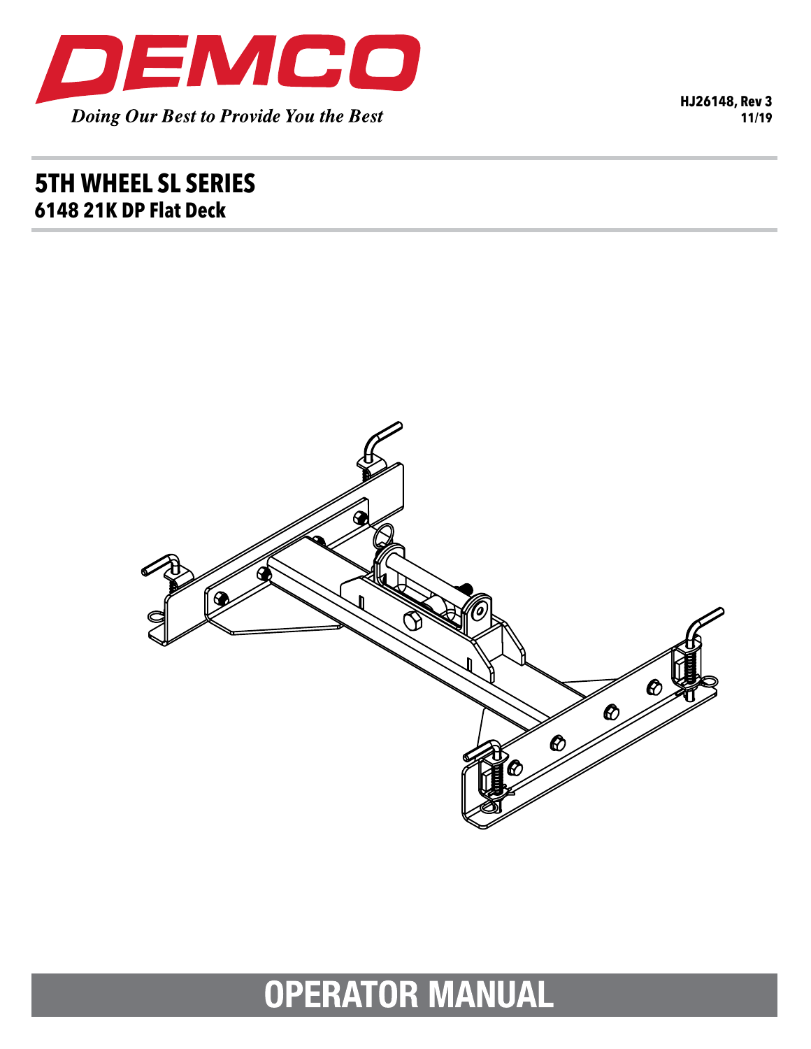DEMCO

*Doing Our Best to Provide You the Best*

HJ26148, Rev 3
11/19

# 5TH WHEEL SL SERIES
## 6148 21K DP Flat Deck

# OPERATOR MANUAL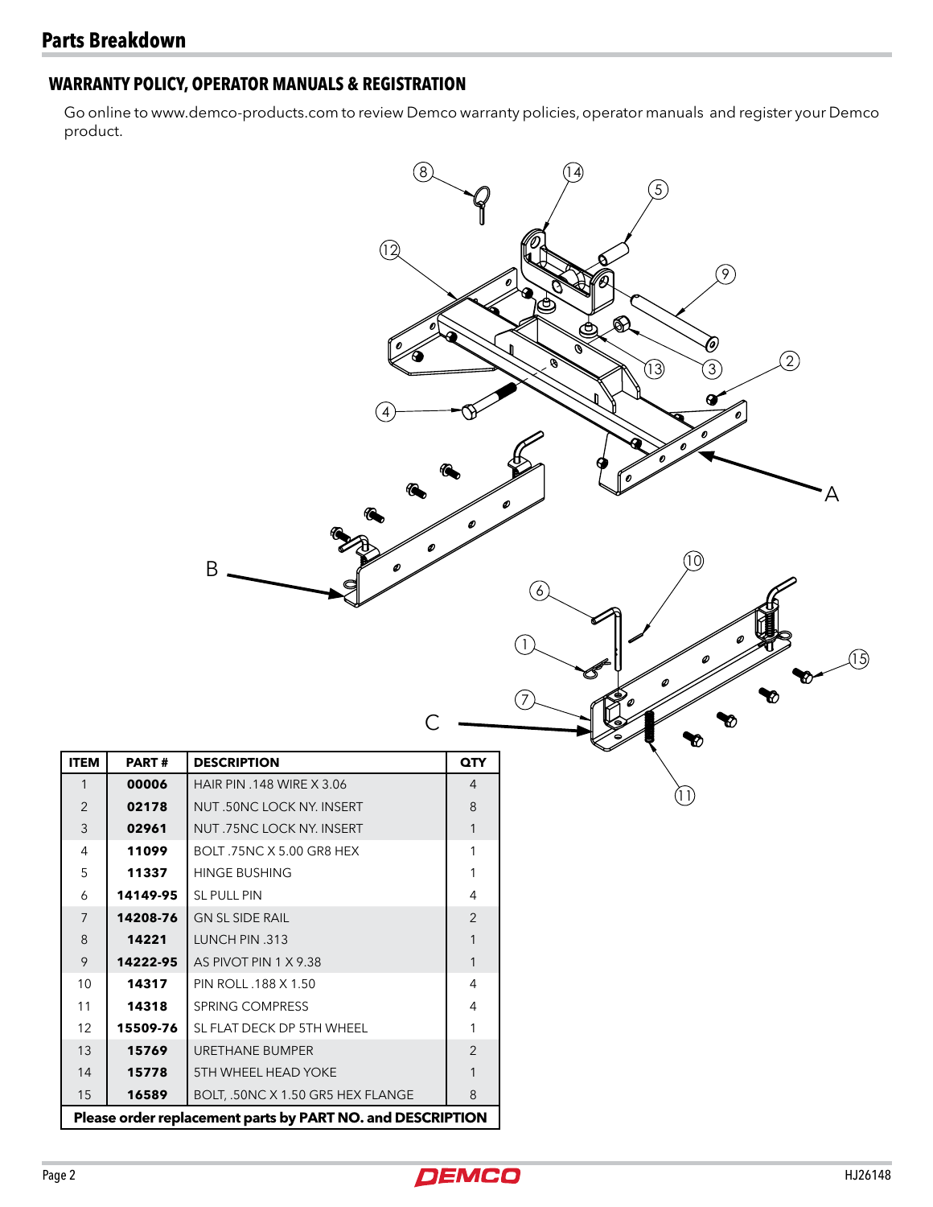## Parts Breakdown

### WARRANTY POLICY, OPERATOR MANUALS & REGISTRATION

Go online to www.demco-products.com to review Demco warranty policies, operator manuals and register your Demco product.

| ITEM | PART # | DESCRIPTION | QTY |
|---|---|---|---|
| 1 | **00006** | HAIR PIN .148 WIRE X 3.06 | 4 |
| 2 | **02178** | NUT .50NC LOCK NY. INSERT | 8 |
| 3 | **02961** | NUT .75NC LOCK NY. INSERT | 1 |
| 4 | **11099** | BOLT .75NC X 5.00 GR8 HEX | 1 |
| 5 | **11337** | HINGE BUSHING | 1 |
| 6 | **14149-95** | SL PULL PIN | 4 |
| 7 | **14208-76** | GN SL SIDE RAIL | 2 |
| 8 | **14221** | LUNCH PIN .313 | 1 |
| 9 | **14222-95** | AS PIVOT PIN 1 X 9.38 | 1 |
| 10 | **14317** | PIN ROLL .188 X 1.50 | 4 |
| 11 | **14318** | SPRING COMPRESS | 4 |
| 12 | **15509-76** | SL FLAT DECK DP 5TH WHEEL | 1 |
| 13 | **15769** | URETHANE BUMPER | 2 |
| 14 | **15778** | 5TH WHEEL HEAD YOKE | 1 |
| 15 | **16589** | BOLT, .50NC X 1.50 GR5 HEX FLANGE | 8 |

**Please order replacement parts by PART NO. and DESCRIPTION**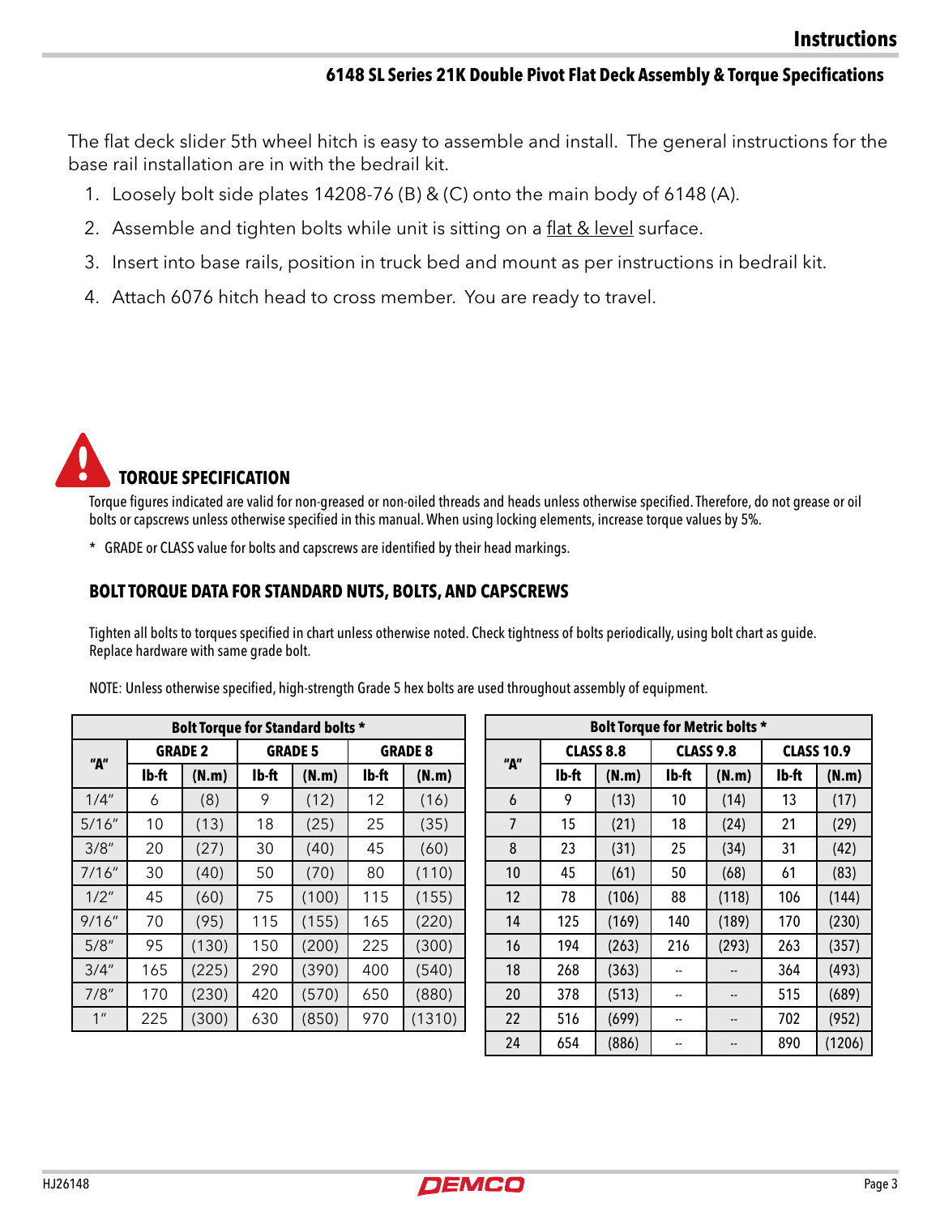## Instructions

### 6148 SL Series 21K Double Pivot Flat Deck Assembly & Torque Specifications

The flat deck slider 5th wheel hitch is easy to assemble and install. The general instructions for the base rail installation are in with the bedrail kit.

1. Loosely bolt side plates 14208-76 (B) & (C) onto the main body of 6148 (A).
2. Assemble and tighten bolts while unit is sitting on a <u>flat & level</u> surface.
3. Insert into base rails, position in truck bed and mount as per instructions in bedrail kit.
4. Attach 6076 hitch head to cross member. You are ready to travel.

### TORQUE SPECIFICATION

Torque figures indicated are valid for non-greased or non-oiled threads and heads unless otherwise specified. Therefore, do not grease or oil bolts or capscrews unless otherwise specified in this manual. When using locking elements, increase torque values by 5%.

\* GRADE or CLASS value for bolts and capscrews are identified by their head markings.

### BOLT TORQUE DATA FOR STANDARD NUTS, BOLTS, AND CAPSCREWS

Tighten all bolts to torques specified in chart unless otherwise noted. Check tightness of bolts periodically, using bolt chart as guide. Replace hardware with same grade bolt.

NOTE: Unless otherwise specified, high-strength Grade 5 hex bolts are used throughout assembly of equipment.

| Bolt Torque for Standard bolts * | | | | | | |
|---|---|---|---|---|---|---|
| "A" | GRADE 2 | | GRADE 5 | | GRADE 8 | |
| | lb-ft | (N.m) | lb-ft | (N.m) | lb-ft | (N.m) |
| 1/4" | 6 | (8) | 9 | (12) | 12 | (16) |
| 5/16" | 10 | (13) | 18 | (25) | 25 | (35) |
| 3/8" | 20 | (27) | 30 | (40) | 45 | (60) |
| 7/16" | 30 | (40) | 50 | (70) | 80 | (110) |
| 1/2" | 45 | (60) | 75 | (100) | 115 | (155) |
| 9/16" | 70 | (95) | 115 | (155) | 165 | (220) |
| 5/8" | 95 | (130) | 150 | (200) | 225 | (300) |
| 3/4" | 165 | (225) | 290 | (390) | 400 | (540) |
| 7/8" | 170 | (230) | 420 | (570) | 650 | (880) |
| 1" | 225 | (300) | 630 | (850) | 970 | (1310) |

| Bolt Torque for Metric bolts * | | | | | | |
|---|---|---|---|---|---|---|
| "A" | CLASS 8.8 | | CLASS 9.8 | | CLASS 10.9 | |
| | lb-ft | (N.m) | lb-ft | (N.m) | lb-ft | (N.m) |
| 6 | 9 | (13) | 10 | (14) | 13 | (17) |
| 7 | 15 | (21) | 18 | (24) | 21 | (29) |
| 8 | 23 | (31) | 25 | (34) | 31 | (42) |
| 10 | 45 | (61) | 50 | (68) | 61 | (83) |
| 12 | 78 | (106) | 88 | (118) | 106 | (144) |
| 14 | 125 | (169) | 140 | (189) | 170 | (230) |
| 16 | 194 | (263) | 216 | (293) | 263 | (357) |
| 18 | 268 | (363) | -- | -- | 364 | (493) |
| 20 | 378 | (513) | -- | -- | 515 | (689) |
| 22 | 516 | (699) | -- | -- | 702 | (952) |
| 24 | 654 | (886) | -- | -- | 890 | (1206) |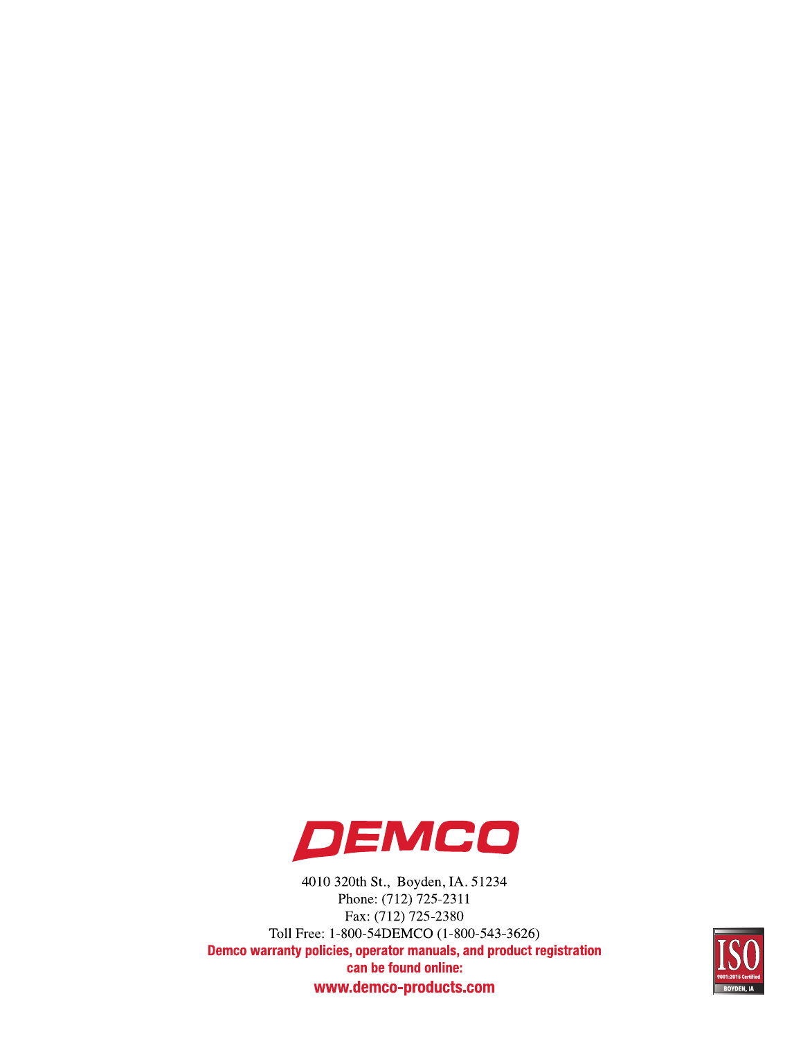DEMCO

4010 320th St., Boyden, IA. 51234
Phone: (712) 725-2311
Fax: (712) 725-2380
Toll Free: 1-800-54DEMCO (1-800-543-3626)

**Demco warranty policies, operator manuals, and product registration can be found online:**

**www.demco-products.com**

ISO 9001:2015 Certified
BOYDEN, IA